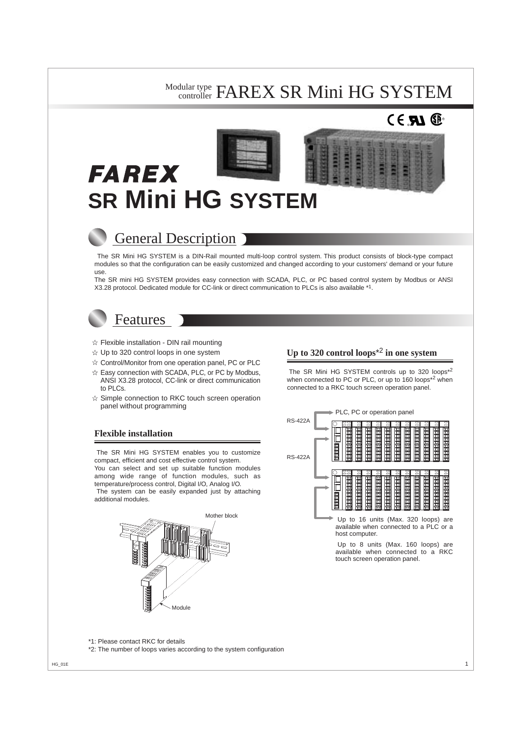# Modular type controller FAREX SR Mini HG SYSTEM

# FAREX SR Mini HG SYSTEM

## General Description

The SR Mini HG SYSTEM is a DIN-Rail mounted multi-loop control system. This product consists of block-type compact modules so that the configuration can be easily customized and changed according to your customers' demand or your future use.

The SR mini HG SYSTEM provides easy connection with SCADA, PLC, or PC based control system by Modbus or ANSI X3.28 protocol. Dedicated module for CC-link or direct communication to PLCs is also available *1.

## Features

- ☆ Flexible installation - DIN rail mounting
- ☆ Up to 320 control loops in one system
- ☆ Control/Monitor from one operation panel, PC or PLC
- ☆ Easy connection with SCADA, PLC, or PC by Modbus, ANSI X3.28 protocol, CC-link or direct communication to PLCs.
- ☆ Simple connection to RKC touch screen operation panel without programming

### Flexible installation

The SR Mini HG SYSTEM enables you to customize compact, efficient and cost effective control system.
You can select and set up suitable function modules among wide range of function modules, such as temperature/process control, Digital I/O, Analog I/O.
The system can be easily expanded just by attaching additional modules.

Mother block

Module

### Up to 320 control loops*2 in one system

The SR Mini HG SYSTEM controls up to 320 loops*2 when connected to PC or PLC, or up to 160 loops*2 when connected to a RKC touch screen operation panel.

PLC, PC or operation panel

RS-422A

RS-422A

Up to 16 units (Max. 320 loops) are available when connected to a PLC or a host computer.

Up to 8 units (Max. 160 loops) are available when connected to a RKC touch screen operation panel.

*1: Please contact RKC for details
*2: The number of loops varies according to the system configuration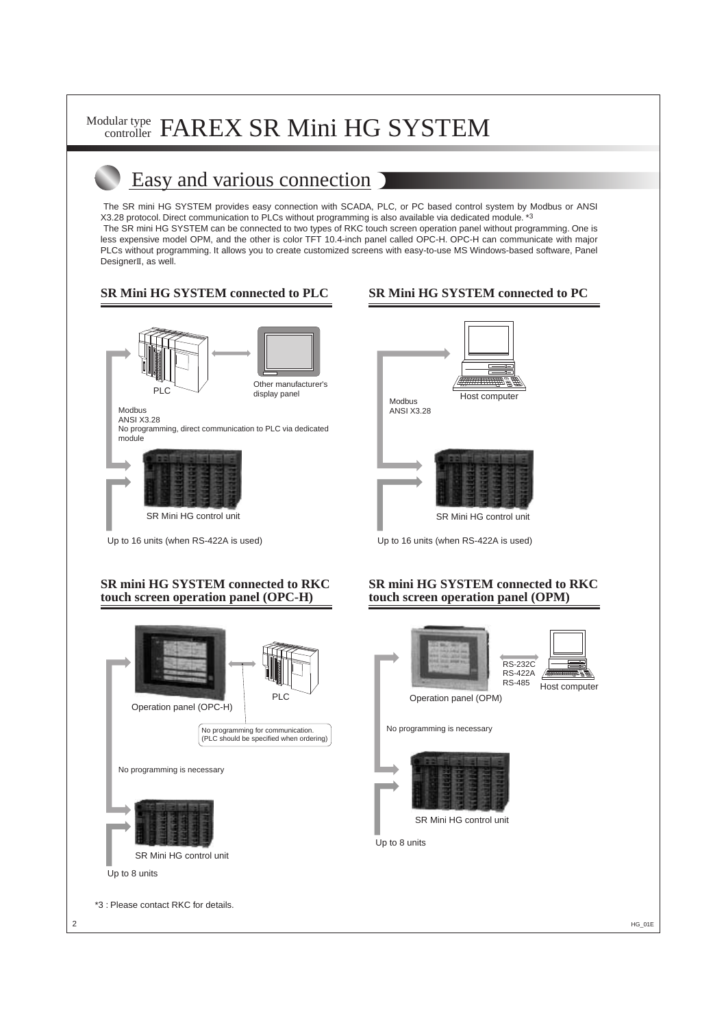# Modular type controller FAREX SR Mini HG SYSTEM

## Easy and various connection

The SR mini HG SYSTEM provides easy connection with SCADA, PLC, or PC based control system by Modbus or ANSI X3.28 protocol. Direct communication to PLCs without programming is also available via dedicated module. *3

The SR mini HG SYSTEM can be connected to two types of RKC touch screen operation panel without programming. One is less expensive model OPM, and the other is color TFT 10.4-inch panel called OPC-H. OPC-H can communicate with major PLCs without programming. It allows you to create customized screens with easy-to-use MS Windows-based software, Panel DesignerII, as well.

### SR Mini HG SYSTEM connected to PLC

PLC

Other manufacturer's display panel

Modbus
ANSI X3.28
No programming, direct communication to PLC via dedicated module

SR Mini HG control unit

Up to 16 units (when RS-422A is used)

### SR Mini HG SYSTEM connected to PC

Host computer

Modbus
ANSI X3.28

SR Mini HG control unit

Up to 16 units (when RS-422A is used)

### SR mini HG SYSTEM connected to RKC touch screen operation panel (OPC-H)

Operation panel (OPC-H)

PLC

No programming for communication.
(PLC should be specified when ordering)

No programming is necessary

SR Mini HG control unit

Up to 8 units

### SR mini HG SYSTEM connected to RKC touch screen operation panel (OPM)

Operation panel (OPM)

RS-232C
RS-422A
RS-485

Host computer

No programming is necessary

SR Mini HG control unit

Up to 8 units

*3 : Please contact RKC for details.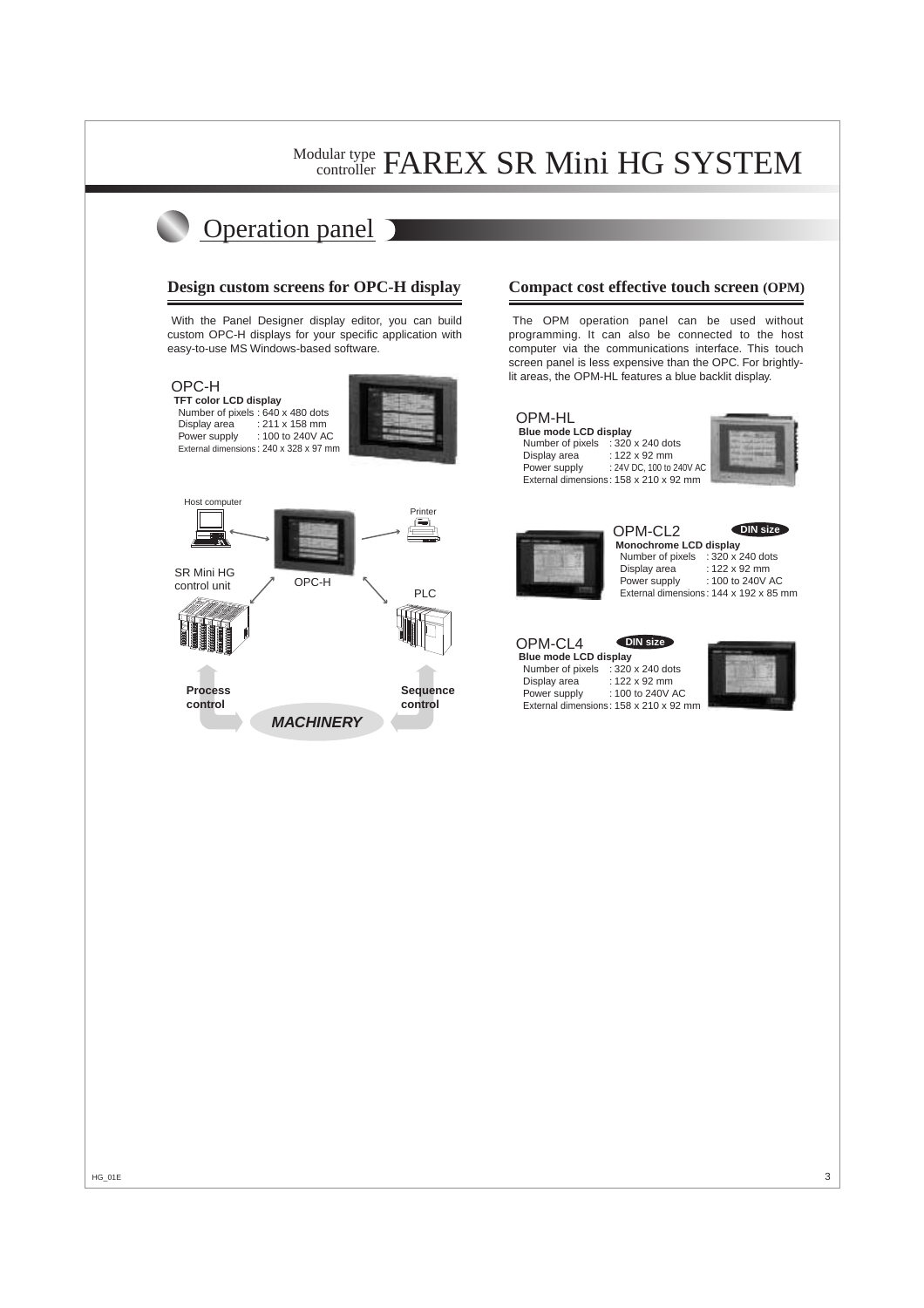# Modular type controller FAREX SR Mini HG SYSTEM

## Operation panel

### Design custom screens for OPC-H display

With the Panel Designer display editor, you can build custom OPC-H displays for your specific application with easy-to-use MS Windows-based software.

**OPC-H**

**TFT color LCD display**

- Number of pixels : 640 x 480 dots
- Display area : 211 x 158 mm
- Power supply : 100 to 240V AC
- External dimensions : 240 x 328 x 97 mm

Host computer, Printer, SR Mini HG control unit, OPC-H, PLC

**Process control** — ***MACHINERY*** — **Sequence control**

### Compact cost effective touch screen (OPM)

The OPM operation panel can be used without programming. It can also be connected to the host computer via the communications interface. This touch screen panel is less expensive than the OPC. For brightly-lit areas, the OPM-HL features a blue backlit display.

**OPM-HL**

**Blue mode LCD display**

- Number of pixels : 320 x 240 dots
- Display area : 122 x 92 mm
- Power supply : 24V DC, 100 to 240V AC
- External dimensions : 158 x 210 x 92 mm

**OPM-CL2** DIN size

**Monochrome LCD display**

- Number of pixels : 320 x 240 dots
- Display area : 122 x 92 mm
- Power supply : 100 to 240V AC
- External dimensions : 144 x 192 x 85 mm

**OPM-CL4** DIN size

**Blue mode LCD display**

- Number of pixels : 320 x 240 dots
- Display area : 122 x 92 mm
- Power supply : 100 to 240V AC
- External dimensions : 158 x 210 x 92 mm

HG_01E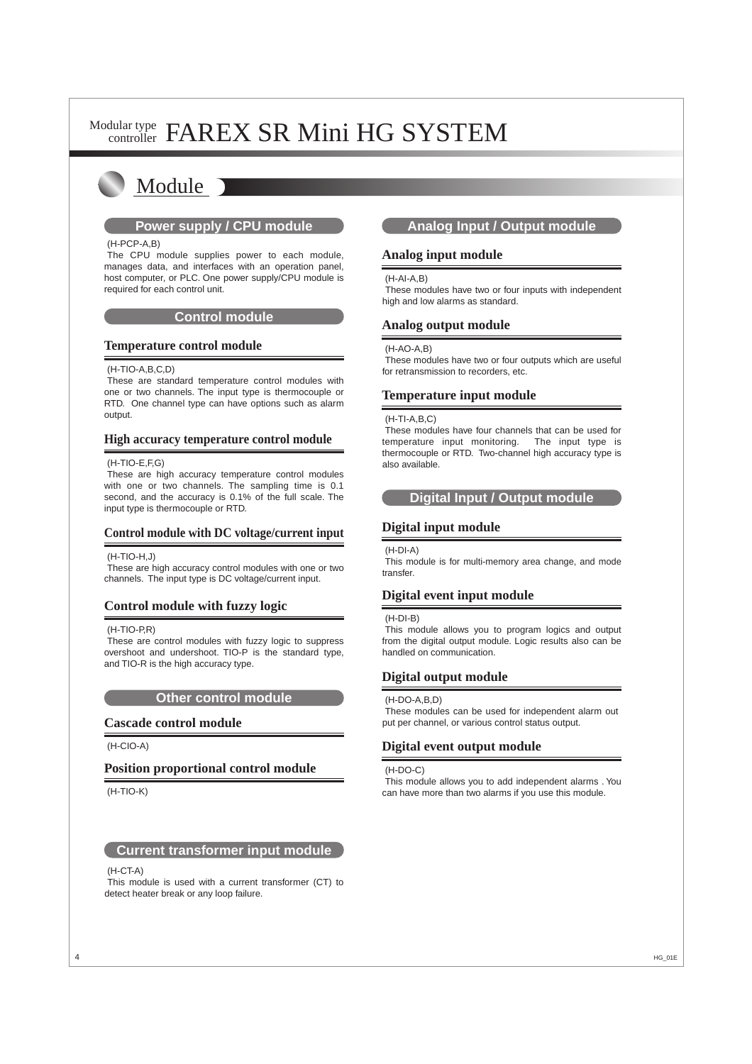# Modular type controller FAREX SR Mini HG SYSTEM

## Module

### Power supply / CPU module

(H-PCP-A,B)

The CPU module supplies power to each module, manages data, and interfaces with an operation panel, host computer, or PLC. One power supply/CPU module is required for each control unit.

### Control module

#### Temperature control module

(H-TIO-A,B,C,D)

These are standard temperature control modules with one or two channels. The input type is thermocouple or RTD. One channel type can have options such as alarm output.

#### High accuracy temperature control module

(H-TIO-E,F,G)

These are high accuracy temperature control modules with one or two channels. The sampling time is 0.1 second, and the accuracy is 0.1% of the full scale. The input type is thermocouple or RTD.

#### Control module with DC voltage/current input

(H-TIO-H,J)

These are high accuracy control modules with one or two channels. The input type is DC voltage/current input.

#### Control module with fuzzy logic

(H-TIO-P,R)

These are control modules with fuzzy logic to suppress overshoot and undershoot. TIO-P is the standard type, and TIO-R is the high accuracy type.

### Other control module

#### Cascade control module

(H-CIO-A)

#### Position proportional control module

(H-TIO-K)

### Current transformer input module

(H-CT-A)

This module is used with a current transformer (CT) to detect heater break or any loop failure.

### Analog Input / Output module

#### Analog input module

(H-AI-A,B)

These modules have two or four inputs with independent high and low alarms as standard.

#### Analog output module

(H-AO-A,B)

These modules have two or four outputs which are useful for retransmission to recorders, etc.

#### Temperature input module

(H-TI-A,B,C)

These modules have four channels that can be used for temperature input monitoring. The input type is thermocouple or RTD. Two-channel high accuracy type is also available.

### Digital Input / Output module

#### Digital input module

(H-DI-A)

This module is for multi-memory area change, and mode transfer.

#### Digital event input module

(H-DI-B)

This module allows you to program logics and output from the digital output module. Logic results also can be handled on communication.

#### Digital output module

(H-DO-A,B,D)

These modules can be used for independent alarm out put per channel, or various control status output.

#### Digital event output module

(H-DO-C)

This module allows you to add independent alarms . You can have more than two alarms if you use this module.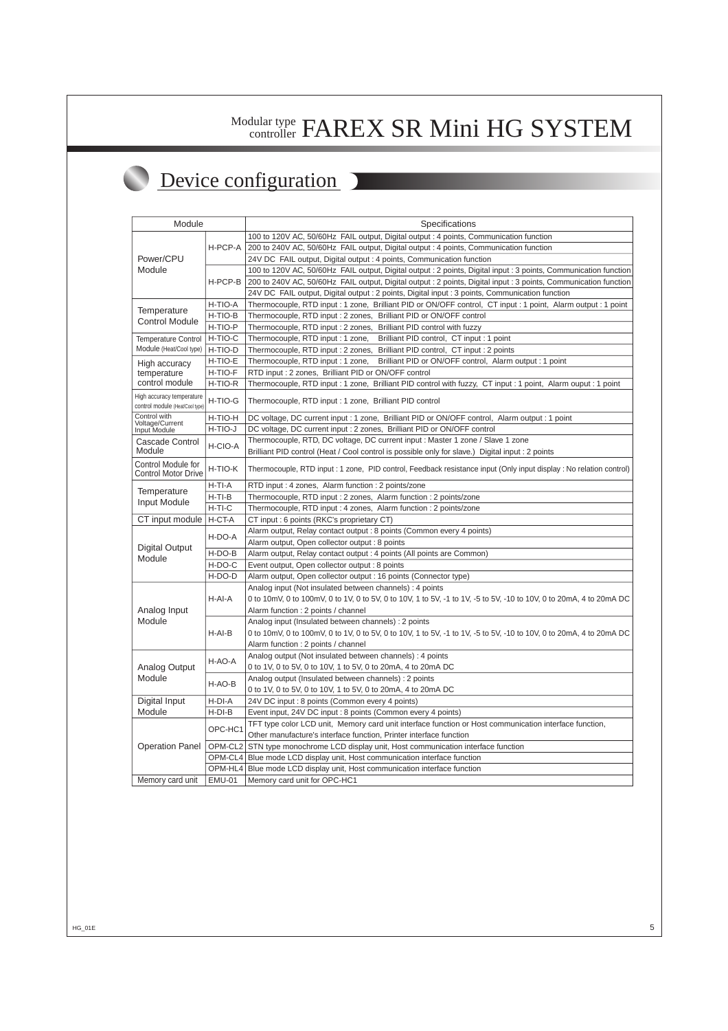# Modular type controller FAREX SR Mini HG SYSTEM

## Device configuration

| Module | | Specifications |
|---|---|---|
| Power/CPU Module | H-PCP-A | 100 to 120V AC, 50/60Hz FAIL output, Digital output : 4 points, Communication function |
| | | 200 to 240V AC, 50/60Hz FAIL output, Digital output : 4 points, Communication function |
| | | 24V DC FAIL output, Digital output : 4 points, Communication function |
| | H-PCP-B | 100 to 120V AC, 50/60Hz FAIL output, Digital output : 2 points, Digital input : 3 points, Communication function |
| | | 200 to 240V AC, 50/60Hz FAIL output, Digital output : 2 points, Digital input : 3 points, Communication function |
| | | 24V DC FAIL output, Digital output : 2 points, Digital input : 3 points, Communication function |
| Temperature Control Module | H-TIO-A | Thermocouple, RTD input : 1 zone, Brilliant PID or ON/OFF control, CT input : 1 point, Alarm output : 1 point |
| | H-TIO-B | Thermocouple, RTD input : 2 zones, Brilliant PID or ON/OFF control |
| | H-TIO-P | Thermocouple, RTD input : 2 zones, Brilliant PID control with fuzzy |
| Temperature Control Module (Heat/Cool type) | H-TIO-C | Thermocouple, RTD input : 1 zone, Brilliant PID control, CT input : 1 point |
| | H-TIO-D | Thermocouple, RTD input : 2 zones, Brilliant PID control, CT input : 2 points |
| High accuracy temperature control module | H-TIO-E | Thermocouple, RTD input : 1 zone, Brilliant PID or ON/OFF control, Alarm output : 1 point |
| | H-TIO-F | RTD input : 2 zones, Brilliant PID or ON/OFF control |
| | H-TIO-R | Thermocouple, RTD input : 1 zone, Brilliant PID control with fuzzy, CT input : 1 point, Alarm ouput : 1 point |
| High accuracy temperature control module (Heat/Cool type) | H-TIO-G | Thermocouple, RTD input : 1 zone, Brilliant PID control |
| Control with Voltage/Current Input Module | H-TIO-H | DC voltage, DC current input : 1 zone, Brilliant PID or ON/OFF control, Alarm output : 1 point |
| | H-TIO-J | DC voltage, DC current input : 2 zones, Brilliant PID or ON/OFF control |
| Cascade Control Module | H-CIO-A | Thermocouple, RTD, DC voltage, DC current input : Master 1 zone / Slave 1 zone<br>Brilliant PID control (Heat / Cool control is possible only for slave.) Digital input : 2 points |
| Control Module for Control Motor Drive | H-TIO-K | Thermocouple, RTD input : 1 zone, PID control, Feedback resistance input (Only input display : No relation control) |
| Temperature Input Module | H-TI-A | RTD input : 4 zones, Alarm function : 2 points/zone |
| | H-TI-B | Thermocouple, RTD input : 2 zones, Alarm function : 2 points/zone |
| | H-TI-C | Thermocouple, RTD input : 4 zones, Alarm function : 2 points/zone |
| CT input module | H-CT-A | CT input : 6 points (RKC's proprietary CT) |
| Digital Output Module | H-DO-A | Alarm output, Relay contact output : 8 points (Common every 4 points) |
| | | Alarm output, Open collector output : 8 points |
| | H-DO-B | Alarm output, Relay contact output : 4 points (All points are Common) |
| | H-DO-C | Event output, Open collector output : 8 points |
| | H-DO-D | Alarm output, Open collector output : 16 points (Connector type) |
| Analog Input Module | H-AI-A | Analog input (Not insulated between channels) : 4 points<br>0 to 10mV, 0 to 100mV, 0 to 1V, 0 to 5V, 0 to 10V, 1 to 5V, -1 to 1V, -5 to 5V, -10 to 10V, 0 to 20mA, 4 to 20mA DC<br>Alarm function : 2 points / channel |
| | H-AI-B | Analog input (Insulated between channels) : 2 points<br>0 to 10mV, 0 to 100mV, 0 to 1V, 0 to 5V, 0 to 10V, 1 to 5V, -1 to 1V, -5 to 5V, -10 to 10V, 0 to 20mA, 4 to 20mA DC<br>Alarm function : 2 points / channel |
| Analog Output Module | H-AO-A | Analog output (Not insulated between channels) : 4 points<br>0 to 1V, 0 to 5V, 0 to 10V, 1 to 5V, 0 to 20mA, 4 to 20mA DC |
| | H-AO-B | Analog output (Insulated between channels) : 2 points<br>0 to 1V, 0 to 5V, 0 to 10V, 1 to 5V, 0 to 20mA, 4 to 20mA DC |
| Digital Input Module | H-DI-A | 24V DC input : 8 points (Common every 4 points) |
| | H-DI-B | Event input, 24V DC input : 8 points (Common every 4 points) |
| Operation Panel | OPC-HC1 | TFT type color LCD unit, Memory card unit interface function or Host communication interface function,<br>Other manufacture's interface function, Printer interface function |
| | OPM-CL2 | STN type monochrome LCD display unit, Host communication interface function |
| | OPM-CL4 | Blue mode LCD display unit, Host communication interface function |
| | OPM-HL4 | Blue mode LCD display unit, Host communication interface function |
| Memory card unit | EMU-01 | Memory card unit for OPC-HC1 |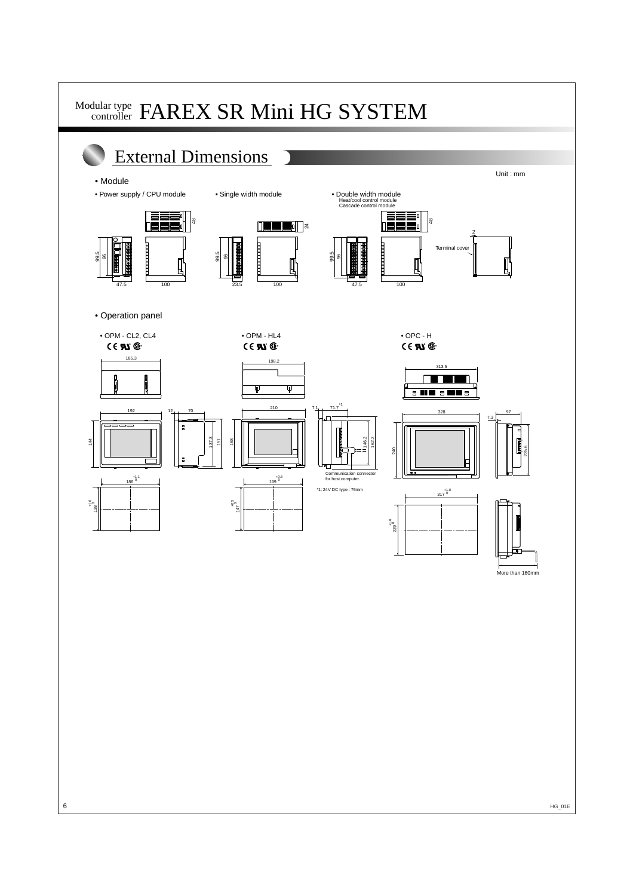# Modular type controller FAREX SR Mini HG SYSTEM

## External Dimensions

Unit : mm

• Module

• Power supply / CPU module

48

99.5
96

47.5
100

• Single width module

24

99.5
96

23.5
100

• Double width module
Heat/cool control module
Cascade control module

48

2

Terminal cover

99.5
96

47.5
100

• Operation panel

• OPM - CL2, CL4

185.3

192
12
70

144
137.3
151

$186^{+1.1}_{0}$

$138^{+1.0}_{0}$

• OPM - HL4

198.2

210
7.1
71.7 *1

158
146.2
162.2

Communication connector for host computer.

*1: 24V DC type : 76mm

$199^{+0.5}_{0}$

$147^{+0.5}_{0}$

• OPC - H

313.5

328
7.3
97

240
225.6

$317^{+1.0}_{0}$

$229^{+1.0}_{0}$

More than 160mm